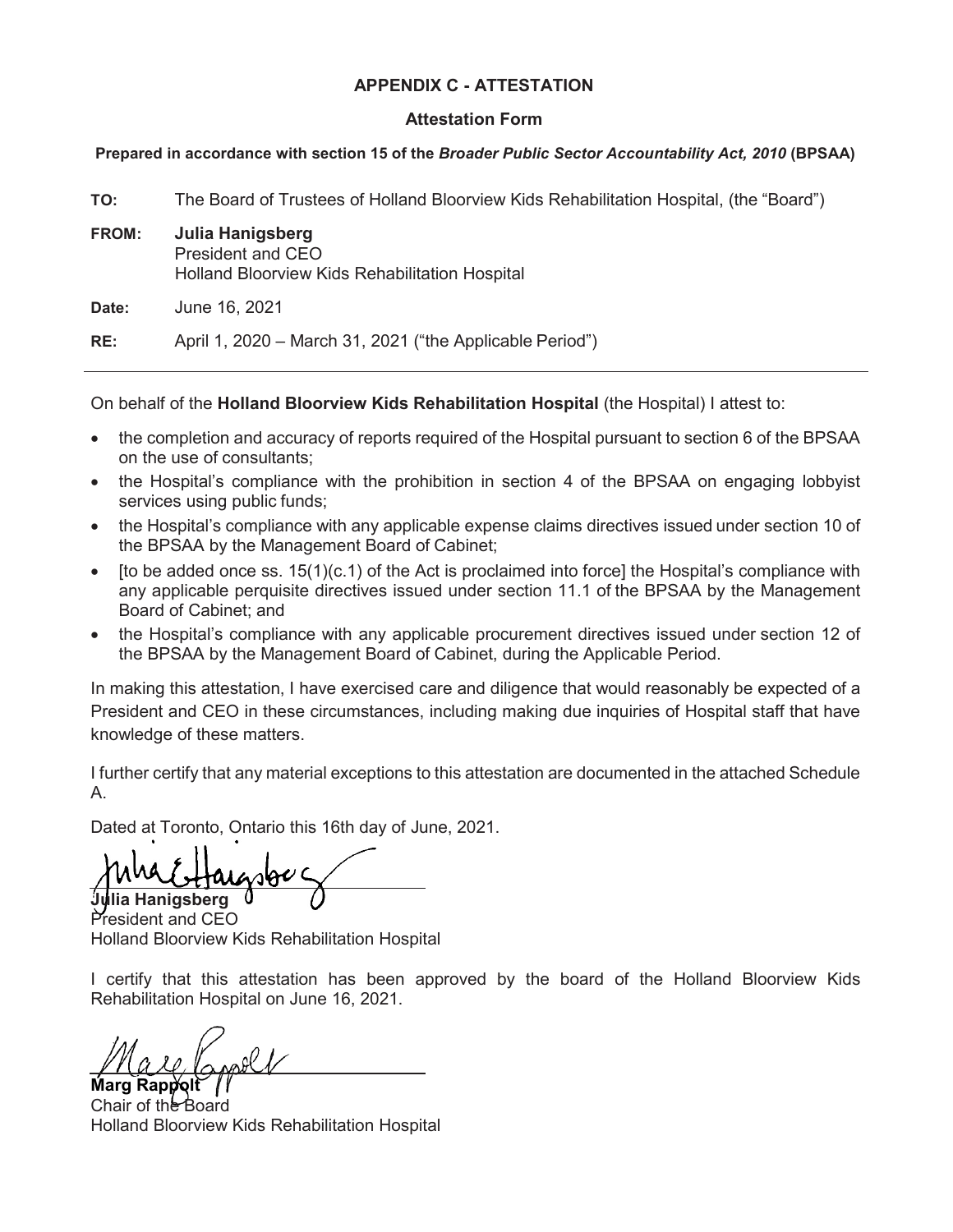# APPENDIX C - ATTESTATION

## Attestation Form

**Prepared in accordance with section 15 of the *Broader Public Sector Accountability Act, 2010* (BPSAA)**

**TO:** The Board of Trustees of Holland Bloorview Kids Rehabilitation Hospital, (the "Board")

**FROM:** **Julia Hanigsberg**
President and CEO
Holland Bloorview Kids Rehabilitation Hospital

**Date:** June 16, 2021

**RE:** April 1, 2020 – March 31, 2021 ("the Applicable Period")

---

On behalf of the **Holland Bloorview Kids Rehabilitation Hospital** (the Hospital) I attest to:

- the completion and accuracy of reports required of the Hospital pursuant to section 6 of the BPSAA on the use of consultants;
- the Hospital's compliance with the prohibition in section 4 of the BPSAA on engaging lobbyist services using public funds;
- the Hospital's compliance with any applicable expense claims directives issued under section 10 of the BPSAA by the Management Board of Cabinet;
- [to be added once ss. 15(1)(c.1) of the Act is proclaimed into force] the Hospital's compliance with any applicable perquisite directives issued under section 11.1 of the BPSAA by the Management Board of Cabinet; and
- the Hospital's compliance with any applicable procurement directives issued under section 12 of the BPSAA by the Management Board of Cabinet, during the Applicable Period.

In making this attestation, I have exercised care and diligence that would reasonably be expected of a President and CEO in these circumstances, including making due inquiries of Hospital staff that have knowledge of these matters.

I further certify that any material exceptions to this attestation are documented in the attached Schedule A.

Dated at Toronto, Ontario this 16th day of June, 2021.

**Julia Hanigsberg**
President and CEO
Holland Bloorview Kids Rehabilitation Hospital

I certify that this attestation has been approved by the board of the Holland Bloorview Kids Rehabilitation Hospital on June 16, 2021.

**Marg Rappolt**
Chair of the Board
Holland Bloorview Kids Rehabilitation Hospital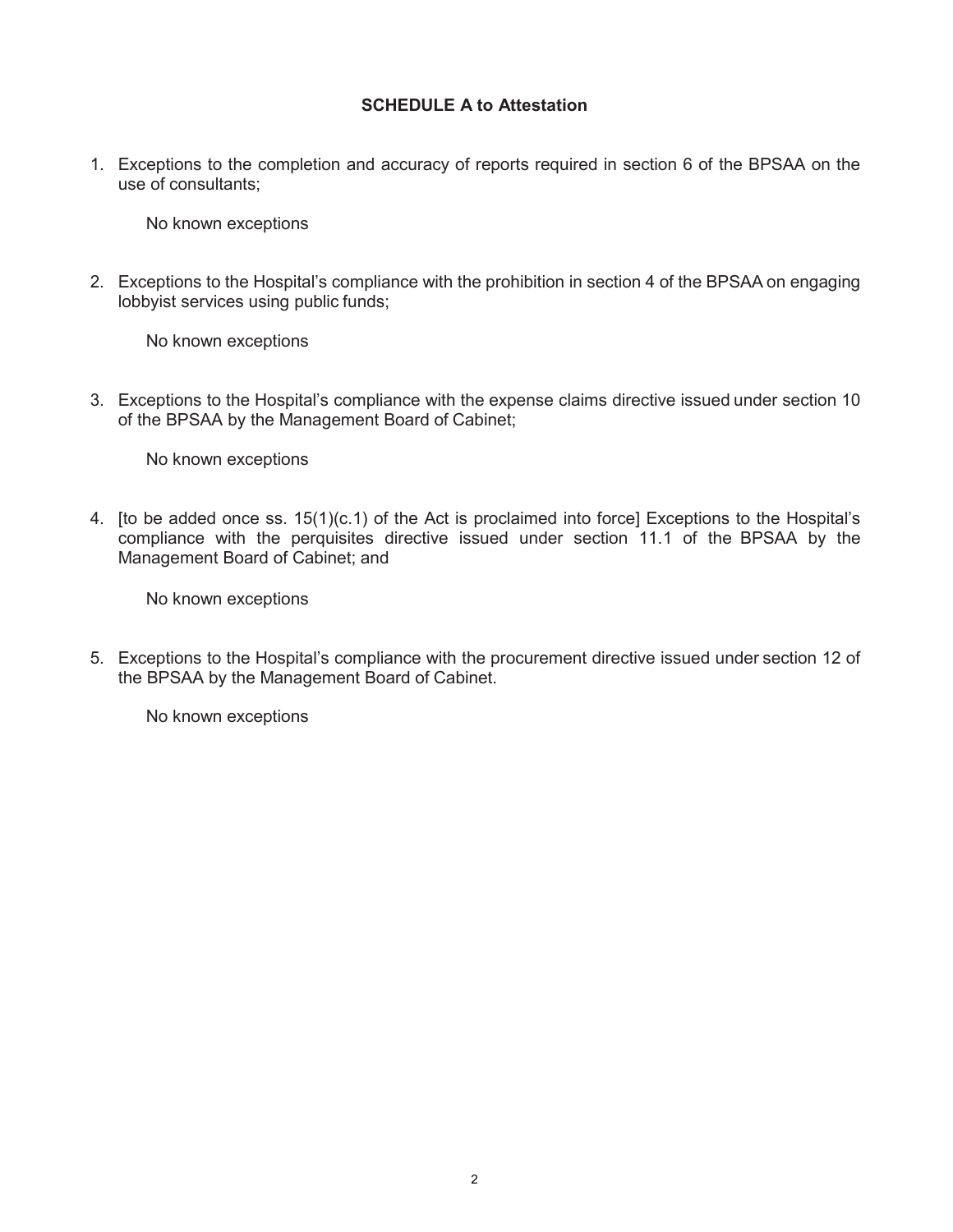**SCHEDULE A to Attestation**

1. Exceptions to the completion and accuracy of reports required in section 6 of the BPSAA on the use of consultants;

   No known exceptions

2. Exceptions to the Hospital's compliance with the prohibition in section 4 of the BPSAA on engaging lobbyist services using public funds;

   No known exceptions

3. Exceptions to the Hospital's compliance with the expense claims directive issued under section 10 of the BPSAA by the Management Board of Cabinet;

   No known exceptions

4. [to be added once ss. 15(1)(c.1) of the Act is proclaimed into force] Exceptions to the Hospital's compliance with the perquisites directive issued under section 11.1 of the BPSAA by the Management Board of Cabinet; and

   No known exceptions

5. Exceptions to the Hospital's compliance with the procurement directive issued under section 12 of the BPSAA by the Management Board of Cabinet.

   No known exceptions